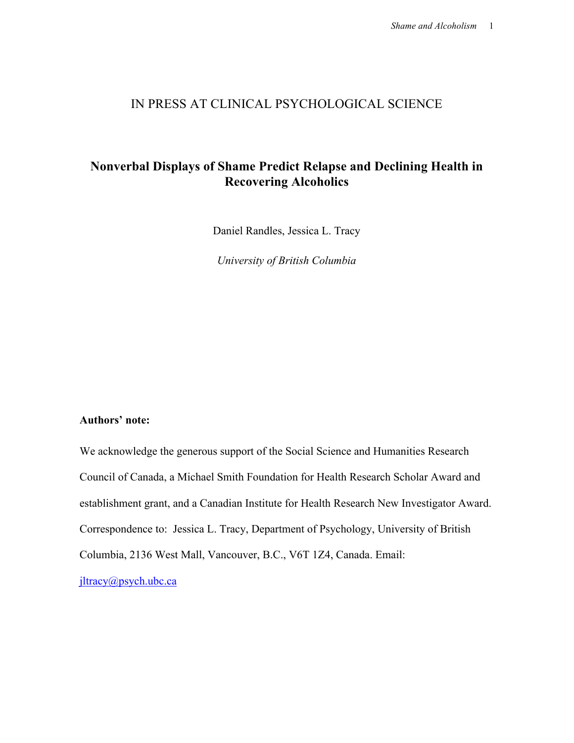IN PRESS AT CLINICAL PSYCHOLOGICAL SCIENCE

# Nonverbal Displays of Shame Predict Relapse and Declining Health in Recovering Alcoholics

Daniel Randles, Jessica L. Tracy

*University of British Columbia*

**Authors' note:**

We acknowledge the generous support of the Social Science and Humanities Research Council of Canada, a Michael Smith Foundation for Health Research Scholar Award and establishment grant, and a Canadian Institute for Health Research New Investigator Award. Correspondence to: Jessica L. Tracy, Department of Psychology, University of British Columbia, 2136 West Mall, Vancouver, B.C., V6T 1Z4, Canada. Email: jltracy@psych.ubc.ca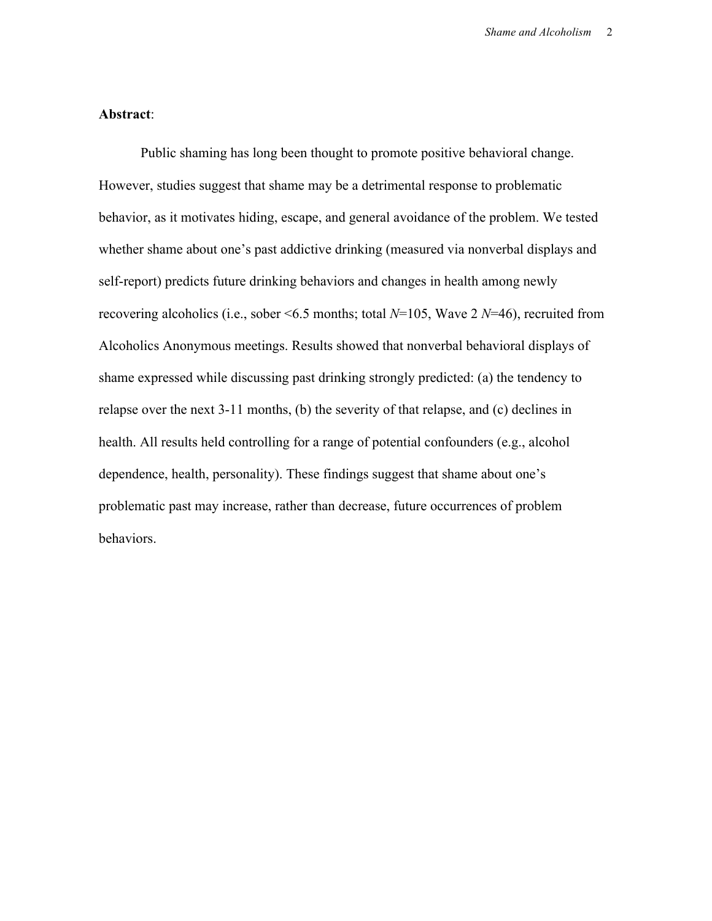**Abstract**:

Public shaming has long been thought to promote positive behavioral change. However, studies suggest that shame may be a detrimental response to problematic behavior, as it motivates hiding, escape, and general avoidance of the problem. We tested whether shame about one's past addictive drinking (measured via nonverbal displays and self-report) predicts future drinking behaviors and changes in health among newly recovering alcoholics (i.e., sober <6.5 months; total $N$=105, Wave 2 $N$=46), recruited from Alcoholics Anonymous meetings. Results showed that nonverbal behavioral displays of shame expressed while discussing past drinking strongly predicted: (a) the tendency to relapse over the next 3-11 months, (b) the severity of that relapse, and (c) declines in health. All results held controlling for a range of potential confounders (e.g., alcohol dependence, health, personality). These findings suggest that shame about one's problematic past may increase, rather than decrease, future occurrences of problem behaviors.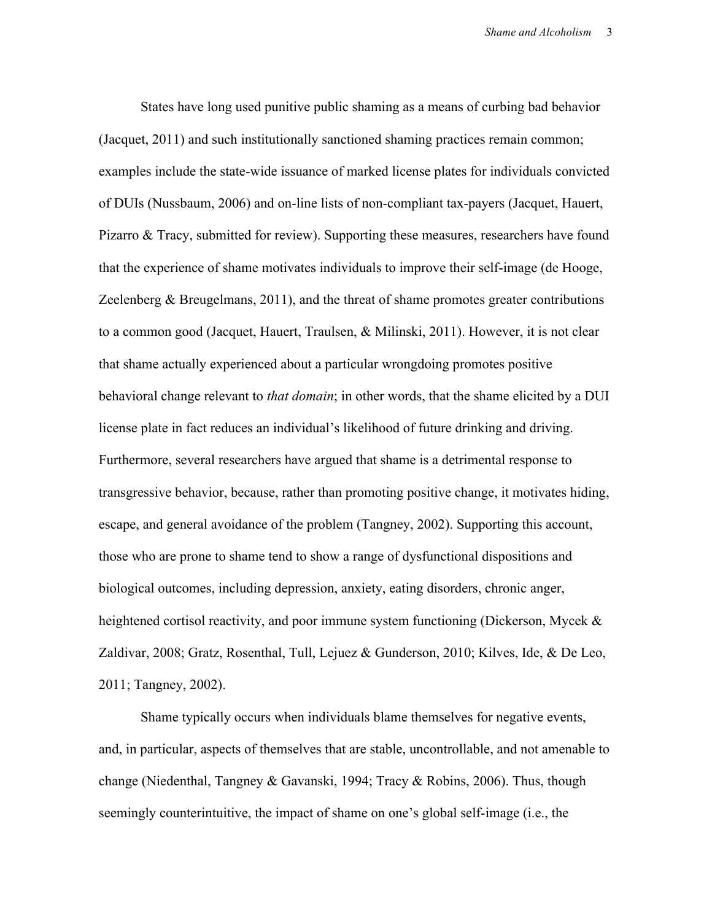States have long used punitive public shaming as a means of curbing bad behavior (Jacquet, 2011) and such institutionally sanctioned shaming practices remain common; examples include the state-wide issuance of marked license plates for individuals convicted of DUIs (Nussbaum, 2006) and on-line lists of non-compliant tax-payers (Jacquet, Hauert, Pizarro & Tracy, submitted for review). Supporting these measures, researchers have found that the experience of shame motivates individuals to improve their self-image (de Hooge, Zeelenberg & Breugelmans, 2011), and the threat of shame promotes greater contributions to a common good (Jacquet, Hauert, Traulsen, & Milinski, 2011). However, it is not clear that shame actually experienced about a particular wrongdoing promotes positive behavioral change relevant to *that domain*; in other words, that the shame elicited by a DUI license plate in fact reduces an individual's likelihood of future drinking and driving. Furthermore, several researchers have argued that shame is a detrimental response to transgressive behavior, because, rather than promoting positive change, it motivates hiding, escape, and general avoidance of the problem (Tangney, 2002). Supporting this account, those who are prone to shame tend to show a range of dysfunctional dispositions and biological outcomes, including depression, anxiety, eating disorders, chronic anger, heightened cortisol reactivity, and poor immune system functioning (Dickerson, Mycek & Zaldivar, 2008; Gratz, Rosenthal, Tull, Lejuez & Gunderson, 2010; Kilves, Ide, & De Leo, 2011; Tangney, 2002).

Shame typically occurs when individuals blame themselves for negative events, and, in particular, aspects of themselves that are stable, uncontrollable, and not amenable to change (Niedenthal, Tangney & Gavanski, 1994; Tracy & Robins, 2006). Thus, though seemingly counterintuitive, the impact of shame on one's global self-image (i.e., the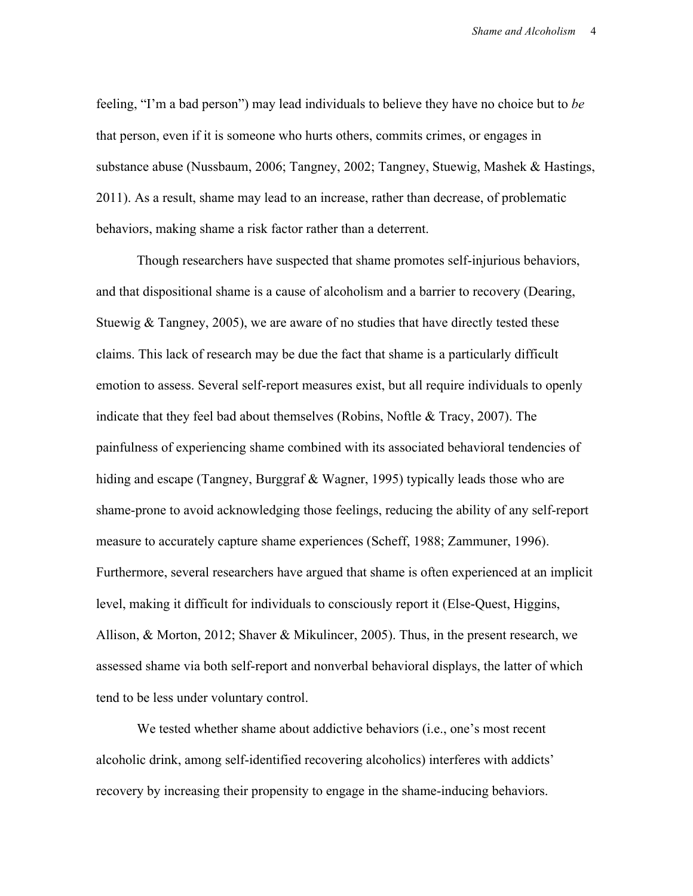feeling, "I'm a bad person") may lead individuals to believe they have no choice but to *be* that person, even if it is someone who hurts others, commits crimes, or engages in substance abuse (Nussbaum, 2006; Tangney, 2002; Tangney, Stuewig, Mashek & Hastings, 2011). As a result, shame may lead to an increase, rather than decrease, of problematic behaviors, making shame a risk factor rather than a deterrent.

Though researchers have suspected that shame promotes self-injurious behaviors, and that dispositional shame is a cause of alcoholism and a barrier to recovery (Dearing, Stuewig & Tangney, 2005), we are aware of no studies that have directly tested these claims. This lack of research may be due the fact that shame is a particularly difficult emotion to assess. Several self-report measures exist, but all require individuals to openly indicate that they feel bad about themselves (Robins, Noftle & Tracy, 2007). The painfulness of experiencing shame combined with its associated behavioral tendencies of hiding and escape (Tangney, Burggraf & Wagner, 1995) typically leads those who are shame-prone to avoid acknowledging those feelings, reducing the ability of any self-report measure to accurately capture shame experiences (Scheff, 1988; Zammuner, 1996). Furthermore, several researchers have argued that shame is often experienced at an implicit level, making it difficult for individuals to consciously report it (Else-Quest, Higgins, Allison, & Morton, 2012; Shaver & Mikulincer, 2005). Thus, in the present research, we assessed shame via both self-report and nonverbal behavioral displays, the latter of which tend to be less under voluntary control.

We tested whether shame about addictive behaviors (i.e., one's most recent alcoholic drink, among self-identified recovering alcoholics) interferes with addicts' recovery by increasing their propensity to engage in the shame-inducing behaviors.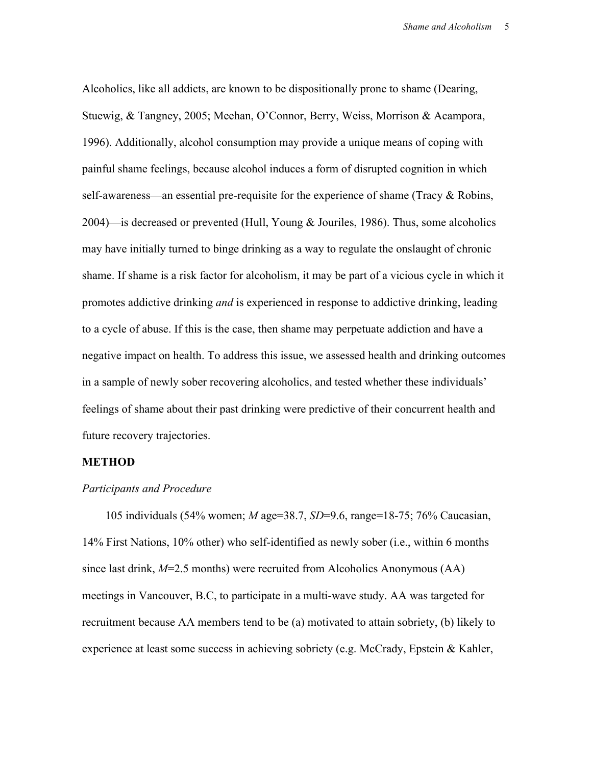Alcoholics, like all addicts, are known to be dispositionally prone to shame (Dearing, Stuewig, & Tangney, 2005; Meehan, O'Connor, Berry, Weiss, Morrison & Acampora, 1996). Additionally, alcohol consumption may provide a unique means of coping with painful shame feelings, because alcohol induces a form of disrupted cognition in which self-awareness—an essential pre-requisite for the experience of shame (Tracy & Robins, 2004)—is decreased or prevented (Hull, Young & Jouriles, 1986). Thus, some alcoholics may have initially turned to binge drinking as a way to regulate the onslaught of chronic shame. If shame is a risk factor for alcoholism, it may be part of a vicious cycle in which it promotes addictive drinking *and* is experienced in response to addictive drinking, leading to a cycle of abuse. If this is the case, then shame may perpetuate addiction and have a negative impact on health. To address this issue, we assessed health and drinking outcomes in a sample of newly sober recovering alcoholics, and tested whether these individuals' feelings of shame about their past drinking were predictive of their concurrent health and future recovery trajectories.

## METHOD

### *Participants and Procedure*

105 individuals (54% women; *M* age=38.7, *SD*=9.6, range=18-75; 76% Caucasian, 14% First Nations, 10% other) who self-identified as newly sober (i.e., within 6 months since last drink, *M*=2.5 months) were recruited from Alcoholics Anonymous (AA) meetings in Vancouver, B.C, to participate in a multi-wave study. AA was targeted for recruitment because AA members tend to be (a) motivated to attain sobriety, (b) likely to experience at least some success in achieving sobriety (e.g. McCrady, Epstein & Kahler,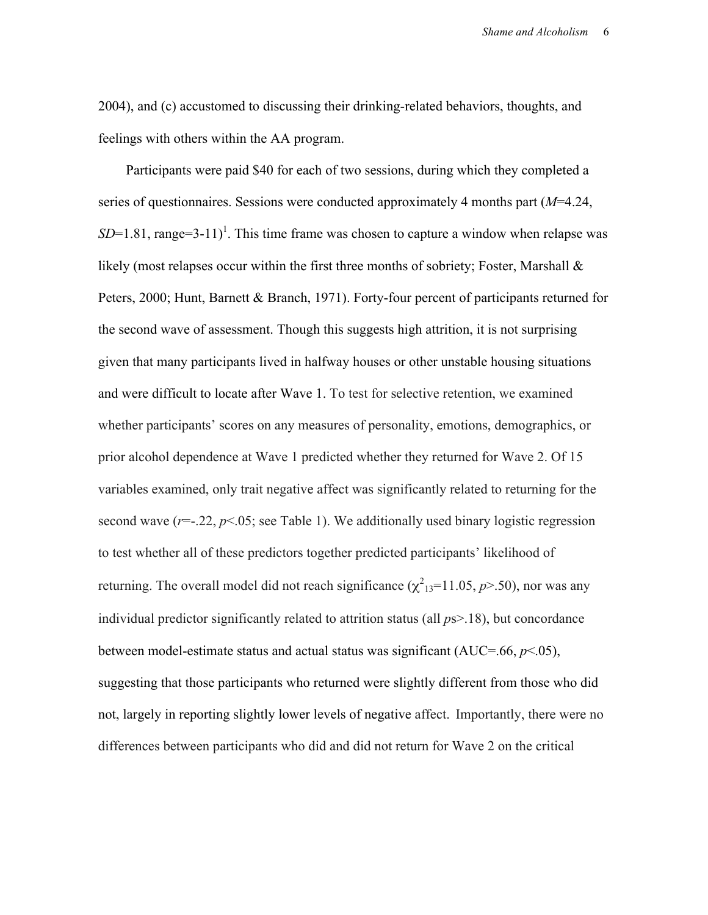2004), and (c) accustomed to discussing their drinking-related behaviors, thoughts, and feelings with others within the AA program.

Participants were paid \$40 for each of two sessions, during which they completed a series of questionnaires. Sessions were conducted approximately 4 months part (*M*=4.24, *SD*=1.81, range=3-11)[1]. This time frame was chosen to capture a window when relapse was likely (most relapses occur within the first three months of sobriety; Foster, Marshall & Peters, 2000; Hunt, Barnett & Branch, 1971). Forty-four percent of participants returned for the second wave of assessment. Though this suggests high attrition, it is not surprising given that many participants lived in halfway houses or other unstable housing situations and were difficult to locate after Wave 1. To test for selective retention, we examined whether participants' scores on any measures of personality, emotions, demographics, or prior alcohol dependence at Wave 1 predicted whether they returned for Wave 2. Of 15 variables examined, only trait negative affect was significantly related to returning for the second wave ($r$=-.22, $p$<.05; see Table 1). We additionally used binary logistic regression to test whether all of these predictors together predicted participants' likelihood of returning. The overall model did not reach significance ($\chi^2_{13}$=11.05, $p$>.50), nor was any individual predictor significantly related to attrition status (all $p$s>.18), but concordance between model-estimate status and actual status was significant (AUC=.66, $p$<.05), suggesting that those participants who returned were slightly different from those who did not, largely in reporting slightly lower levels of negative affect. Importantly, there were no differences between participants who did and did not return for Wave 2 on the critical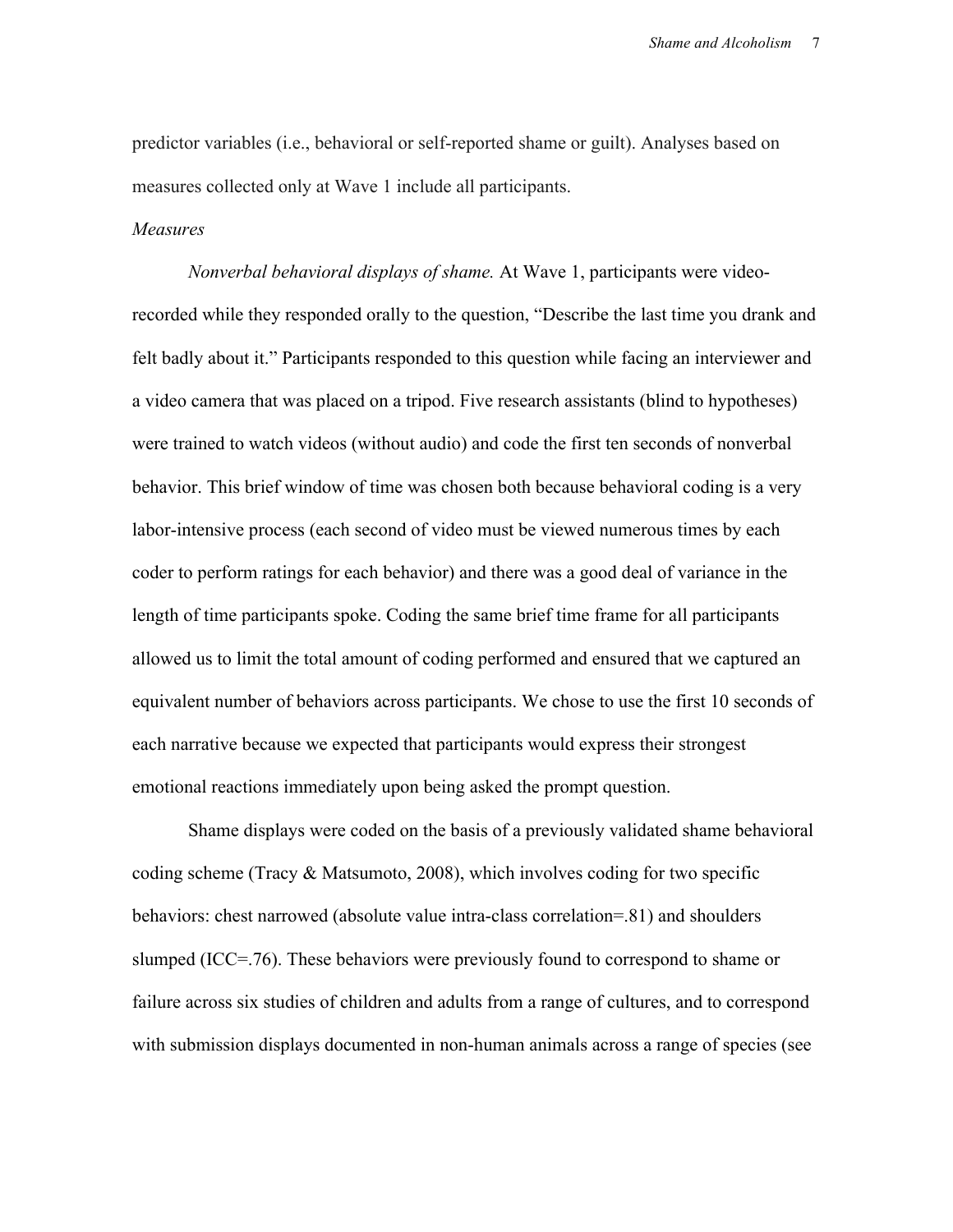predictor variables (i.e., behavioral or self-reported shame or guilt). Analyses based on measures collected only at Wave 1 include all participants.

*Measures*

*Nonverbal behavioral displays of shame.* At Wave 1, participants were video-recorded while they responded orally to the question, "Describe the last time you drank and felt badly about it." Participants responded to this question while facing an interviewer and a video camera that was placed on a tripod. Five research assistants (blind to hypotheses) were trained to watch videos (without audio) and code the first ten seconds of nonverbal behavior. This brief window of time was chosen both because behavioral coding is a very labor-intensive process (each second of video must be viewed numerous times by each coder to perform ratings for each behavior) and there was a good deal of variance in the length of time participants spoke. Coding the same brief time frame for all participants allowed us to limit the total amount of coding performed and ensured that we captured an equivalent number of behaviors across participants. We chose to use the first 10 seconds of each narrative because we expected that participants would express their strongest emotional reactions immediately upon being asked the prompt question.

Shame displays were coded on the basis of a previously validated shame behavioral coding scheme (Tracy & Matsumoto, 2008), which involves coding for two specific behaviors: chest narrowed (absolute value intra-class correlation=.81) and shoulders slumped (ICC=.76). These behaviors were previously found to correspond to shame or failure across six studies of children and adults from a range of cultures, and to correspond with submission displays documented in non-human animals across a range of species (see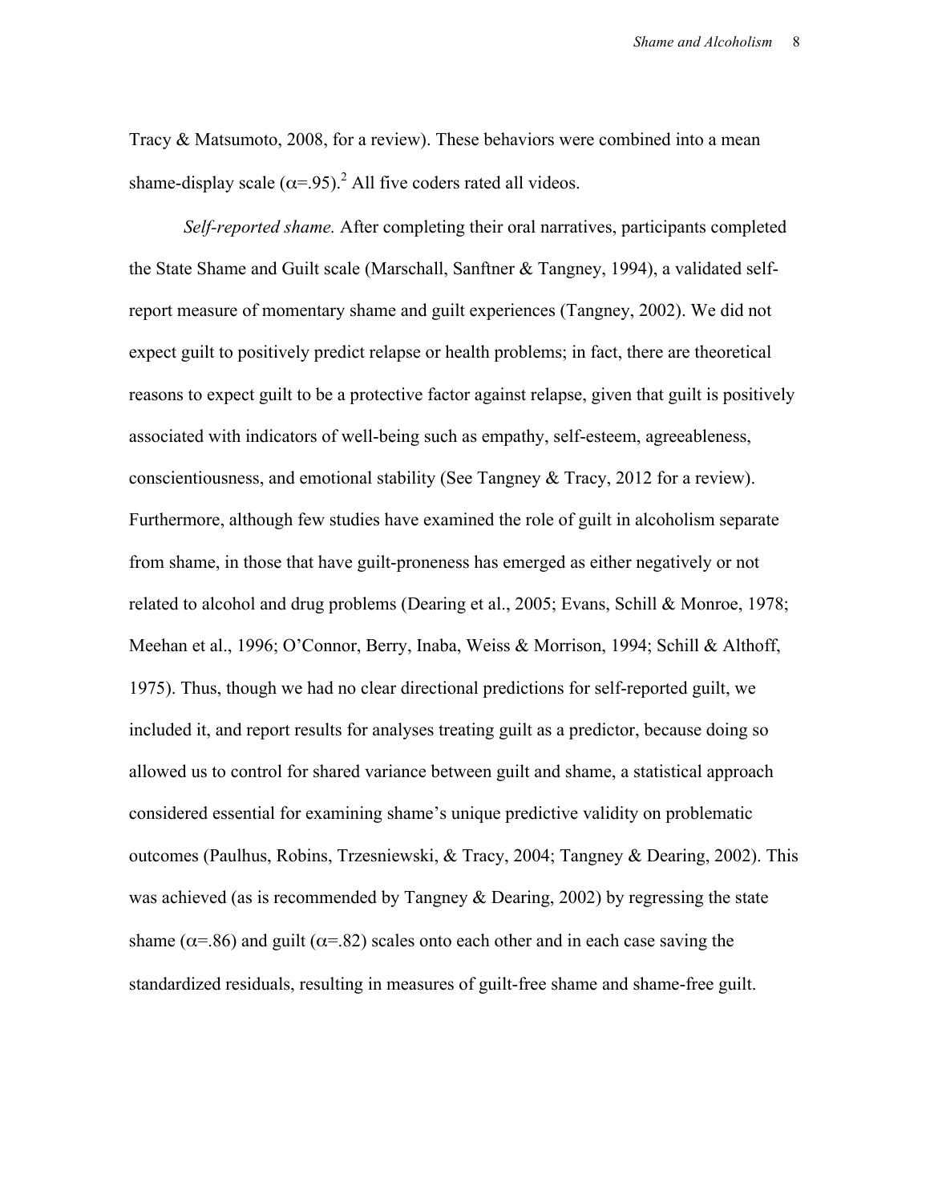Tracy & Matsumoto, 2008, for a review). These behaviors were combined into a mean shame-display scale ($\alpha$=.95).[2] All five coders rated all videos.

*Self-reported shame.* After completing their oral narratives, participants completed the State Shame and Guilt scale (Marschall, Sanftner & Tangney, 1994), a validated self-report measure of momentary shame and guilt experiences (Tangney, 2002). We did not expect guilt to positively predict relapse or health problems; in fact, there are theoretical reasons to expect guilt to be a protective factor against relapse, given that guilt is positively associated with indicators of well-being such as empathy, self-esteem, agreeableness, conscientiousness, and emotional stability (See Tangney & Tracy, 2012 for a review). Furthermore, although few studies have examined the role of guilt in alcoholism separate from shame, in those that have guilt-proneness has emerged as either negatively or not related to alcohol and drug problems (Dearing et al., 2005; Evans, Schill & Monroe, 1978; Meehan et al., 1996; O'Connor, Berry, Inaba, Weiss & Morrison, 1994; Schill & Althoff, 1975). Thus, though we had no clear directional predictions for self-reported guilt, we included it, and report results for analyses treating guilt as a predictor, because doing so allowed us to control for shared variance between guilt and shame, a statistical approach considered essential for examining shame's unique predictive validity on problematic outcomes (Paulhus, Robins, Trzesniewski, & Tracy, 2004; Tangney & Dearing, 2002). This was achieved (as is recommended by Tangney & Dearing, 2002) by regressing the state shame ($\alpha$=.86) and guilt ($\alpha$=.82) scales onto each other and in each case saving the standardized residuals, resulting in measures of guilt-free shame and shame-free guilt.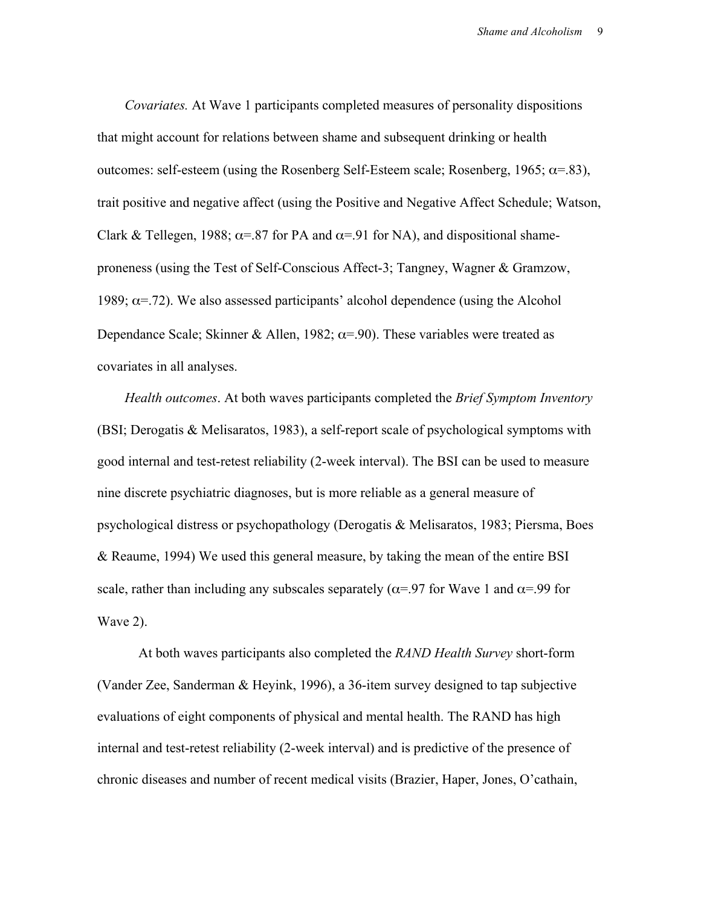*Covariates.* At Wave 1 participants completed measures of personality dispositions that might account for relations between shame and subsequent drinking or health outcomes: self-esteem (using the Rosenberg Self-Esteem scale; Rosenberg, 1965; $\alpha$=.83), trait positive and negative affect (using the Positive and Negative Affect Schedule; Watson, Clark & Tellegen, 1988; $\alpha$=.87 for PA and $\alpha$=.91 for NA), and dispositional shame-proneness (using the Test of Self-Conscious Affect-3; Tangney, Wagner & Gramzow, 1989; $\alpha$=.72). We also assessed participants' alcohol dependence (using the Alcohol Dependance Scale; Skinner & Allen, 1982; $\alpha$=.90). These variables were treated as covariates in all analyses.

*Health outcomes*. At both waves participants completed the *Brief Symptom Inventory* (BSI; Derogatis & Melisaratos, 1983), a self-report scale of psychological symptoms with good internal and test-retest reliability (2-week interval). The BSI can be used to measure nine discrete psychiatric diagnoses, but is more reliable as a general measure of psychological distress or psychopathology (Derogatis & Melisaratos, 1983; Piersma, Boes & Reaume, 1994) We used this general measure, by taking the mean of the entire BSI scale, rather than including any subscales separately ($\alpha$=.97 for Wave 1 and $\alpha$=.99 for Wave 2).

At both waves participants also completed the *RAND Health Survey* short-form (Vander Zee, Sanderman & Heyink, 1996), a 36-item survey designed to tap subjective evaluations of eight components of physical and mental health. The RAND has high internal and test-retest reliability (2-week interval) and is predictive of the presence of chronic diseases and number of recent medical visits (Brazier, Haper, Jones, O'cathain,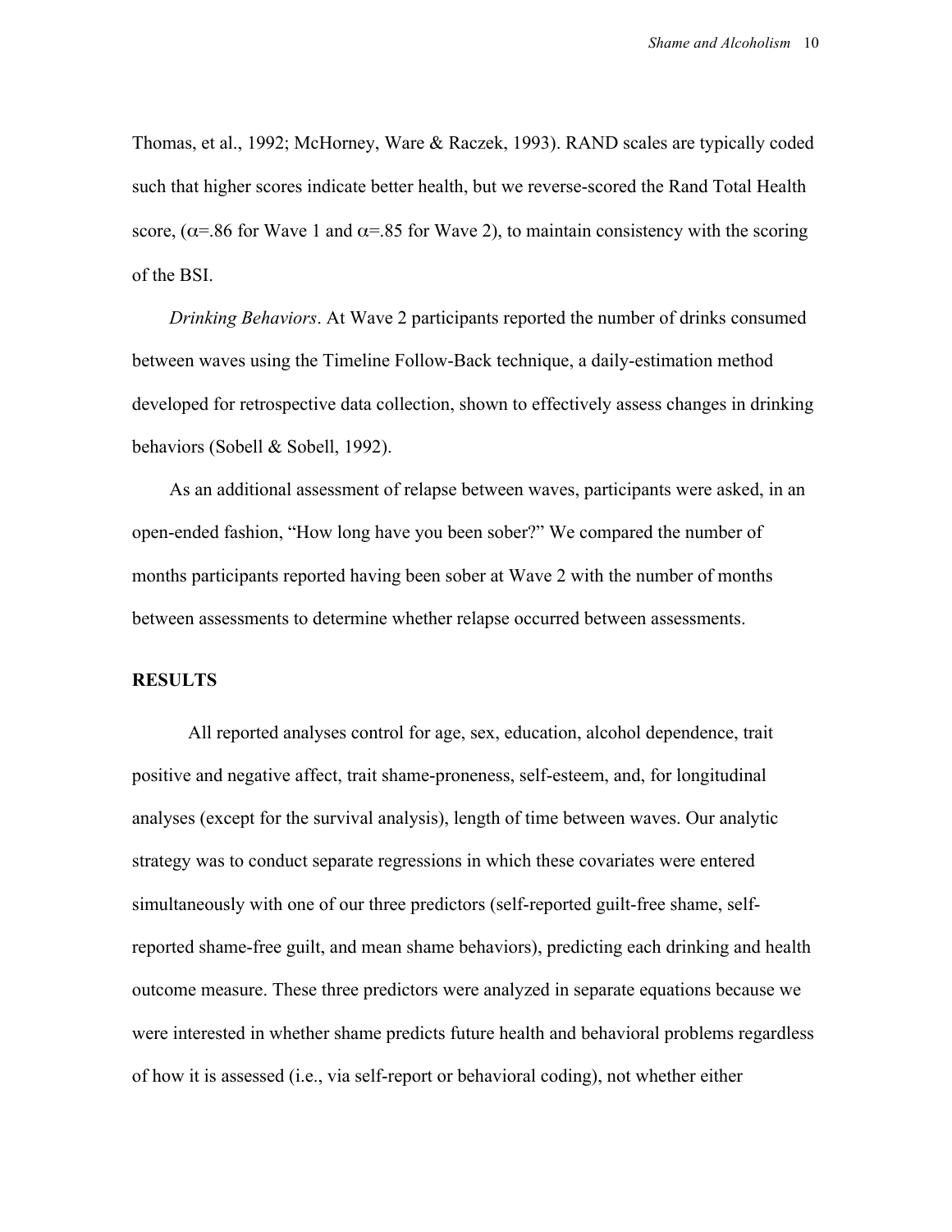Thomas, et al., 1992; McHorney, Ware & Raczek, 1993). RAND scales are typically coded such that higher scores indicate better health, but we reverse-scored the Rand Total Health score, ($\alpha$=.86 for Wave 1 and $\alpha$=.85 for Wave 2), to maintain consistency with the scoring of the BSI.

*Drinking Behaviors*. At Wave 2 participants reported the number of drinks consumed between waves using the Timeline Follow-Back technique, a daily-estimation method developed for retrospective data collection, shown to effectively assess changes in drinking behaviors (Sobell & Sobell, 1992).

As an additional assessment of relapse between waves, participants were asked, in an open-ended fashion, "How long have you been sober?" We compared the number of months participants reported having been sober at Wave 2 with the number of months between assessments to determine whether relapse occurred between assessments.

**RESULTS**

All reported analyses control for age, sex, education, alcohol dependence, trait positive and negative affect, trait shame-proneness, self-esteem, and, for longitudinal analyses (except for the survival analysis), length of time between waves. Our analytic strategy was to conduct separate regressions in which these covariates were entered simultaneously with one of our three predictors (self-reported guilt-free shame, self-reported shame-free guilt, and mean shame behaviors), predicting each drinking and health outcome measure. These three predictors were analyzed in separate equations because we were interested in whether shame predicts future health and behavioral problems regardless of how it is assessed (i.e., via self-report or behavioral coding), not whether either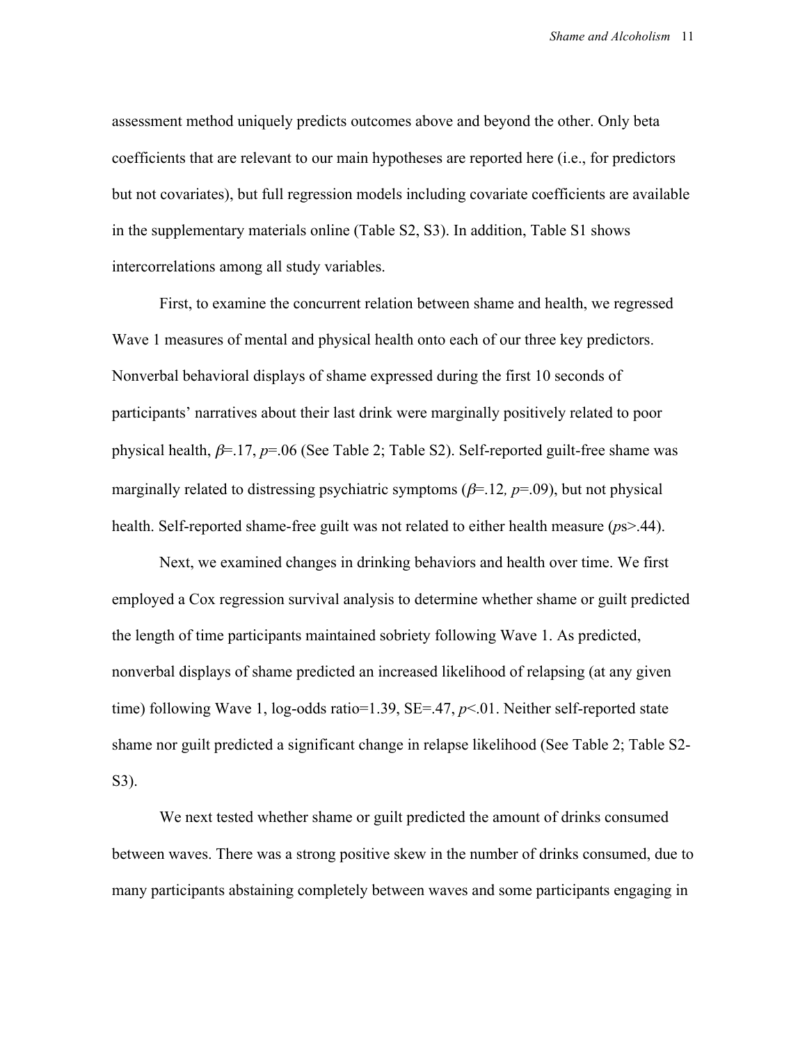assessment method uniquely predicts outcomes above and beyond the other. Only beta coefficients that are relevant to our main hypotheses are reported here (i.e., for predictors but not covariates), but full regression models including covariate coefficients are available in the supplementary materials online (Table S2, S3). In addition, Table S1 shows intercorrelations among all study variables.

First, to examine the concurrent relation between shame and health, we regressed Wave 1 measures of mental and physical health onto each of our three key predictors. Nonverbal behavioral displays of shame expressed during the first 10 seconds of participants' narratives about their last drink were marginally positively related to poor physical health, $\beta$=.17, *p*=.06 (See Table 2; Table S2). Self-reported guilt-free shame was marginally related to distressing psychiatric symptoms ($\beta$=.12*, p*=.09), but not physical health. Self-reported shame-free guilt was not related to either health measure (*p*s>.44).

Next, we examined changes in drinking behaviors and health over time. We first employed a Cox regression survival analysis to determine whether shame or guilt predicted the length of time participants maintained sobriety following Wave 1. As predicted, nonverbal displays of shame predicted an increased likelihood of relapsing (at any given time) following Wave 1, log-odds ratio=1.39, SE=.47, *p*<.01. Neither self-reported state shame nor guilt predicted a significant change in relapse likelihood (See Table 2; Table S2-S3).

We next tested whether shame or guilt predicted the amount of drinks consumed between waves. There was a strong positive skew in the number of drinks consumed, due to many participants abstaining completely between waves and some participants engaging in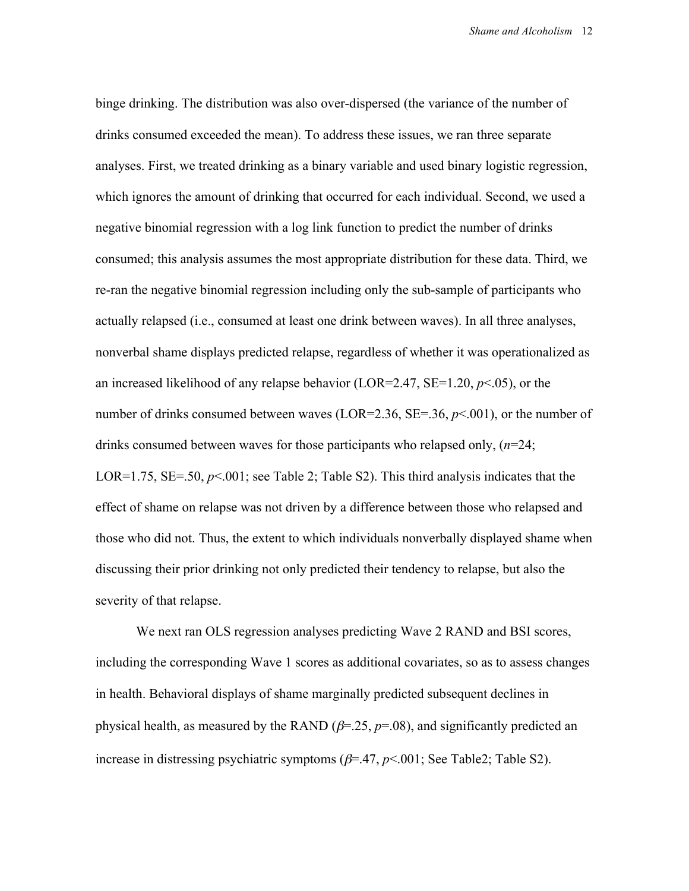binge drinking. The distribution was also over-dispersed (the variance of the number of drinks consumed exceeded the mean). To address these issues, we ran three separate analyses. First, we treated drinking as a binary variable and used binary logistic regression, which ignores the amount of drinking that occurred for each individual. Second, we used a negative binomial regression with a log link function to predict the number of drinks consumed; this analysis assumes the most appropriate distribution for these data. Third, we re-ran the negative binomial regression including only the sub-sample of participants who actually relapsed (i.e., consumed at least one drink between waves). In all three analyses, nonverbal shame displays predicted relapse, regardless of whether it was operationalized as an increased likelihood of any relapse behavior (LOR=2.47, SE=1.20, $p$<.05), or the number of drinks consumed between waves (LOR=2.36, SE=.36, $p$<.001), or the number of drinks consumed between waves for those participants who relapsed only, ($n$=24; LOR=1.75, SE=.50, $p$<.001; see Table 2; Table S2). This third analysis indicates that the effect of shame on relapse was not driven by a difference between those who relapsed and those who did not. Thus, the extent to which individuals nonverbally displayed shame when discussing their prior drinking not only predicted their tendency to relapse, but also the severity of that relapse.

We next ran OLS regression analyses predicting Wave 2 RAND and BSI scores, including the corresponding Wave 1 scores as additional covariates, so as to assess changes in health. Behavioral displays of shame marginally predicted subsequent declines in physical health, as measured by the RAND ($\beta$=.25, $p$=.08), and significantly predicted an increase in distressing psychiatric symptoms ($\beta$=.47, $p$<.001; See Table2; Table S2).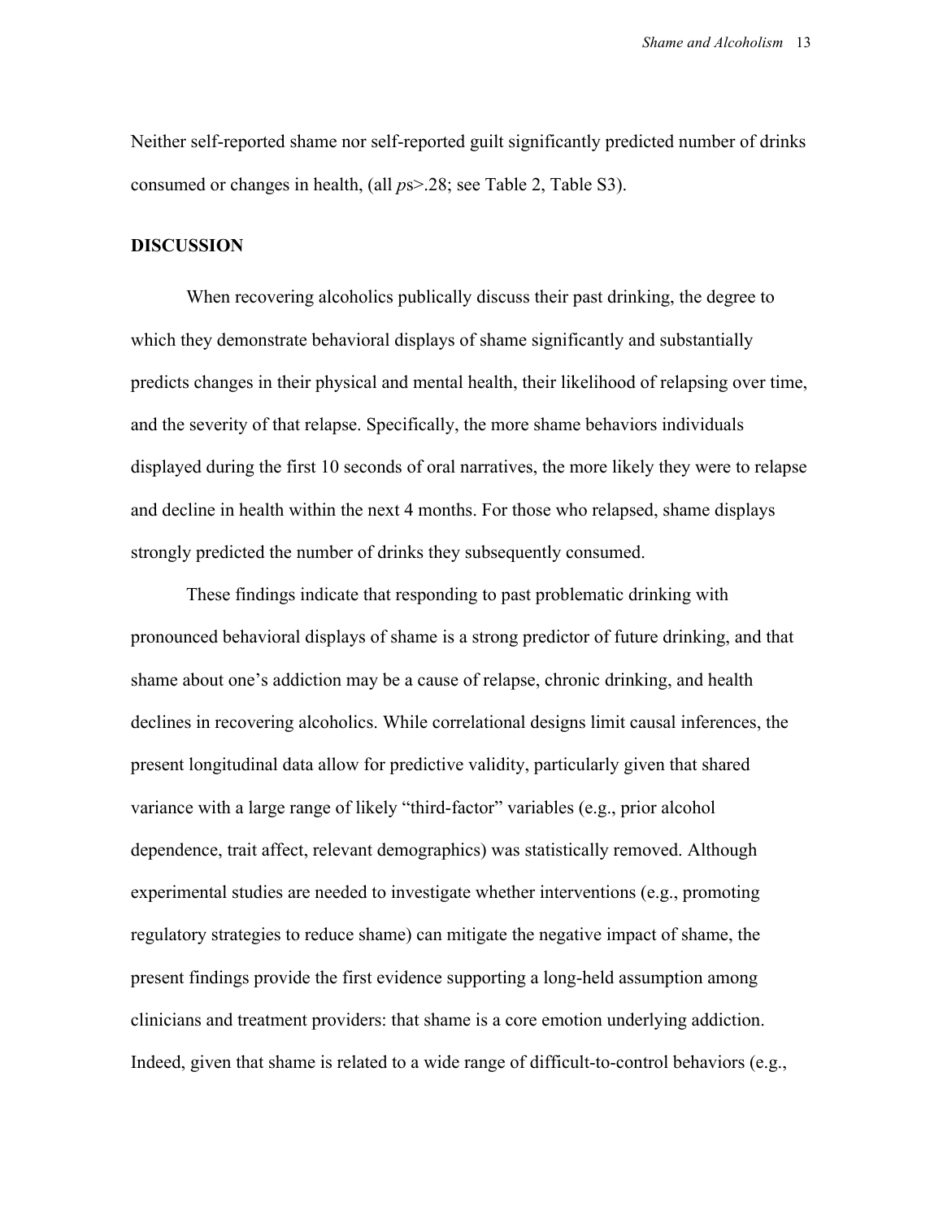Neither self-reported shame nor self-reported guilt significantly predicted number of drinks consumed or changes in health, (all *p*s>.28; see Table 2, Table S3).

## DISCUSSION

When recovering alcoholics publically discuss their past drinking, the degree to which they demonstrate behavioral displays of shame significantly and substantially predicts changes in their physical and mental health, their likelihood of relapsing over time, and the severity of that relapse. Specifically, the more shame behaviors individuals displayed during the first 10 seconds of oral narratives, the more likely they were to relapse and decline in health within the next 4 months. For those who relapsed, shame displays strongly predicted the number of drinks they subsequently consumed.

These findings indicate that responding to past problematic drinking with pronounced behavioral displays of shame is a strong predictor of future drinking, and that shame about one's addiction may be a cause of relapse, chronic drinking, and health declines in recovering alcoholics. While correlational designs limit causal inferences, the present longitudinal data allow for predictive validity, particularly given that shared variance with a large range of likely "third-factor" variables (e.g., prior alcohol dependence, trait affect, relevant demographics) was statistically removed. Although experimental studies are needed to investigate whether interventions (e.g., promoting regulatory strategies to reduce shame) can mitigate the negative impact of shame, the present findings provide the first evidence supporting a long-held assumption among clinicians and treatment providers: that shame is a core emotion underlying addiction. Indeed, given that shame is related to a wide range of difficult-to-control behaviors (e.g.,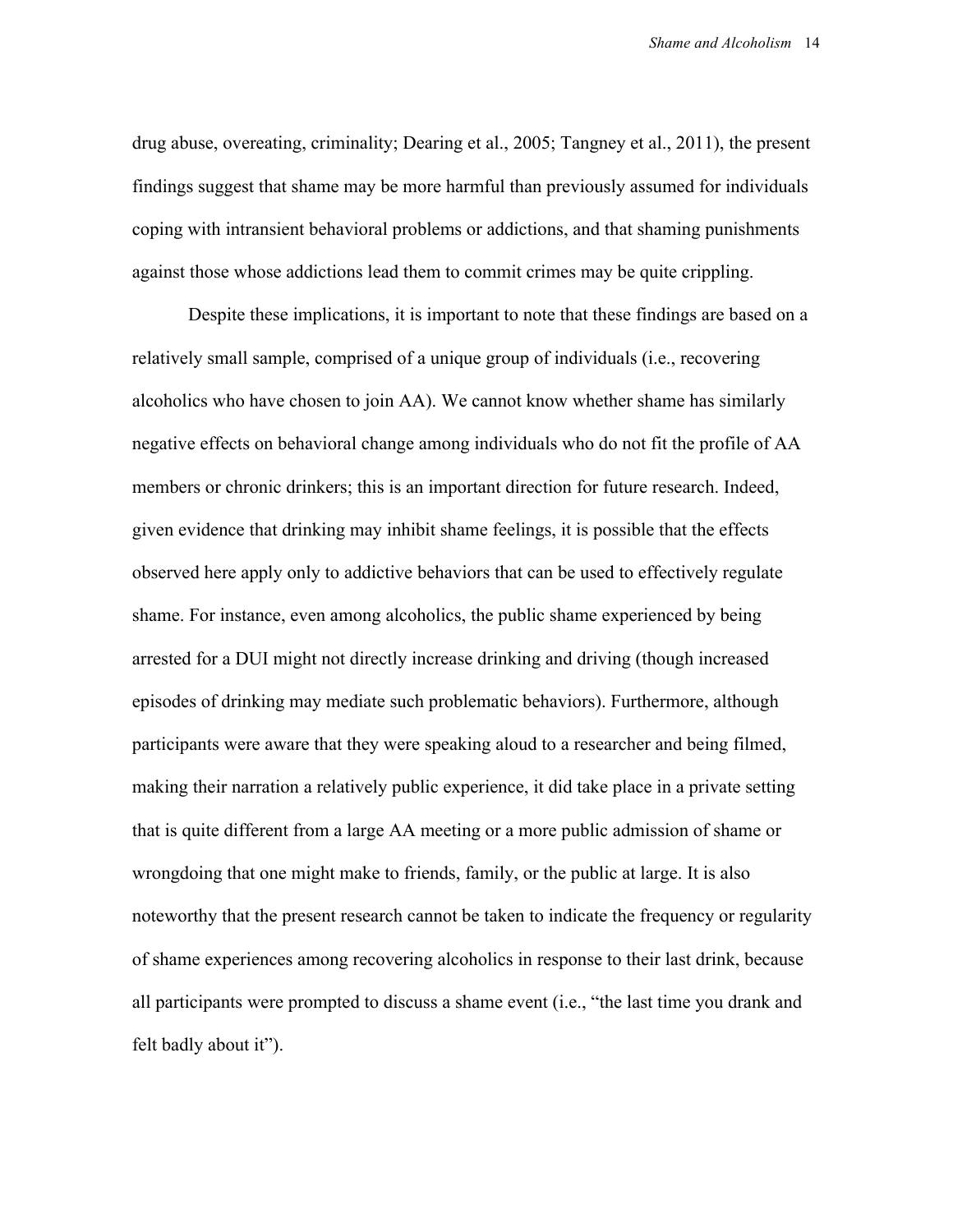drug abuse, overeating, criminality; Dearing et al., 2005; Tangney et al., 2011), the present findings suggest that shame may be more harmful than previously assumed for individuals coping with intransient behavioral problems or addictions, and that shaming punishments against those whose addictions lead them to commit crimes may be quite crippling.

Despite these implications, it is important to note that these findings are based on a relatively small sample, comprised of a unique group of individuals (i.e., recovering alcoholics who have chosen to join AA). We cannot know whether shame has similarly negative effects on behavioral change among individuals who do not fit the profile of AA members or chronic drinkers; this is an important direction for future research. Indeed, given evidence that drinking may inhibit shame feelings, it is possible that the effects observed here apply only to addictive behaviors that can be used to effectively regulate shame. For instance, even among alcoholics, the public shame experienced by being arrested for a DUI might not directly increase drinking and driving (though increased episodes of drinking may mediate such problematic behaviors). Furthermore, although participants were aware that they were speaking aloud to a researcher and being filmed, making their narration a relatively public experience, it did take place in a private setting that is quite different from a large AA meeting or a more public admission of shame or wrongdoing that one might make to friends, family, or the public at large. It is also noteworthy that the present research cannot be taken to indicate the frequency or regularity of shame experiences among recovering alcoholics in response to their last drink, because all participants were prompted to discuss a shame event (i.e., "the last time you drank and felt badly about it").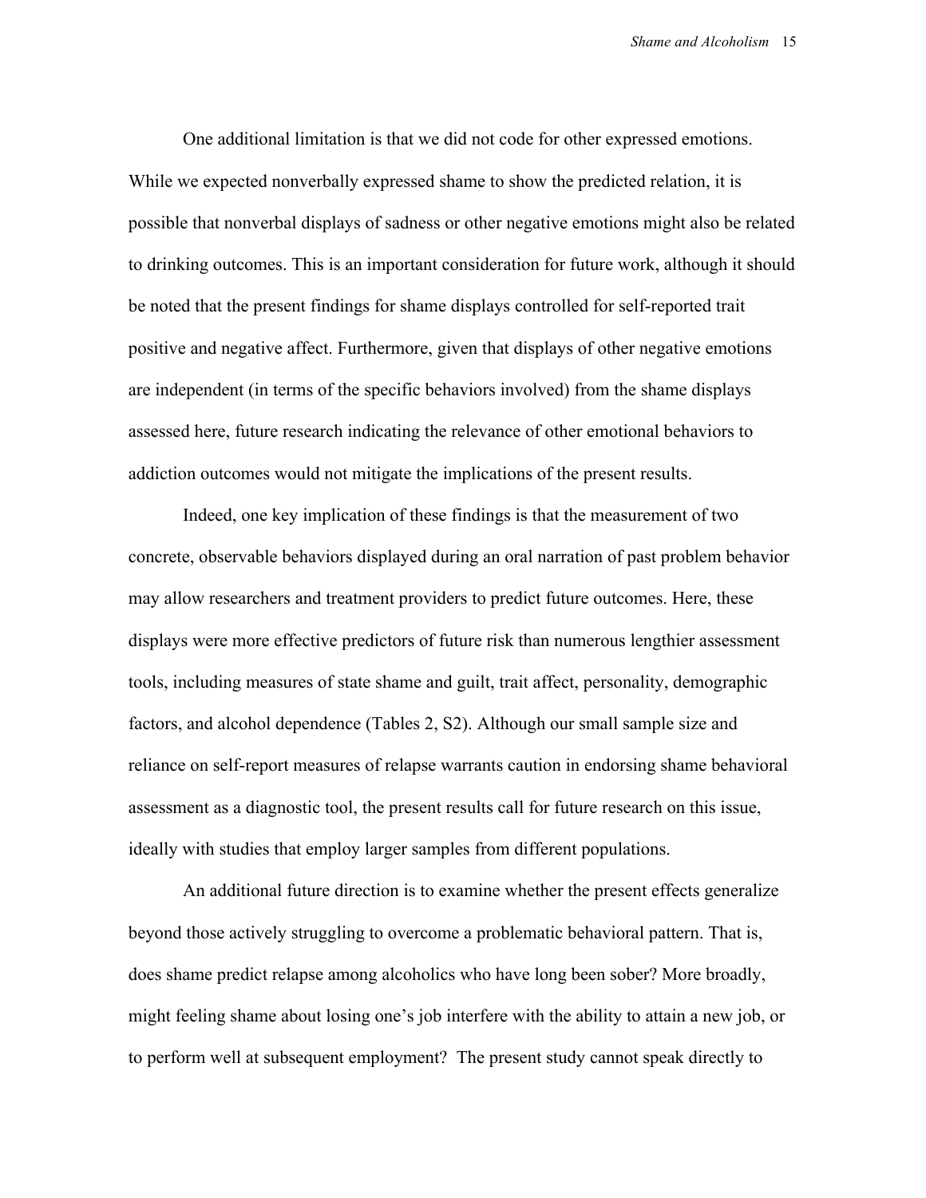One additional limitation is that we did not code for other expressed emotions. While we expected nonverbally expressed shame to show the predicted relation, it is possible that nonverbal displays of sadness or other negative emotions might also be related to drinking outcomes. This is an important consideration for future work, although it should be noted that the present findings for shame displays controlled for self-reported trait positive and negative affect. Furthermore, given that displays of other negative emotions are independent (in terms of the specific behaviors involved) from the shame displays assessed here, future research indicating the relevance of other emotional behaviors to addiction outcomes would not mitigate the implications of the present results.

Indeed, one key implication of these findings is that the measurement of two concrete, observable behaviors displayed during an oral narration of past problem behavior may allow researchers and treatment providers to predict future outcomes. Here, these displays were more effective predictors of future risk than numerous lengthier assessment tools, including measures of state shame and guilt, trait affect, personality, demographic factors, and alcohol dependence (Tables 2, S2). Although our small sample size and reliance on self-report measures of relapse warrants caution in endorsing shame behavioral assessment as a diagnostic tool, the present results call for future research on this issue, ideally with studies that employ larger samples from different populations.

An additional future direction is to examine whether the present effects generalize beyond those actively struggling to overcome a problematic behavioral pattern. That is, does shame predict relapse among alcoholics who have long been sober? More broadly, might feeling shame about losing one's job interfere with the ability to attain a new job, or to perform well at subsequent employment? The present study cannot speak directly to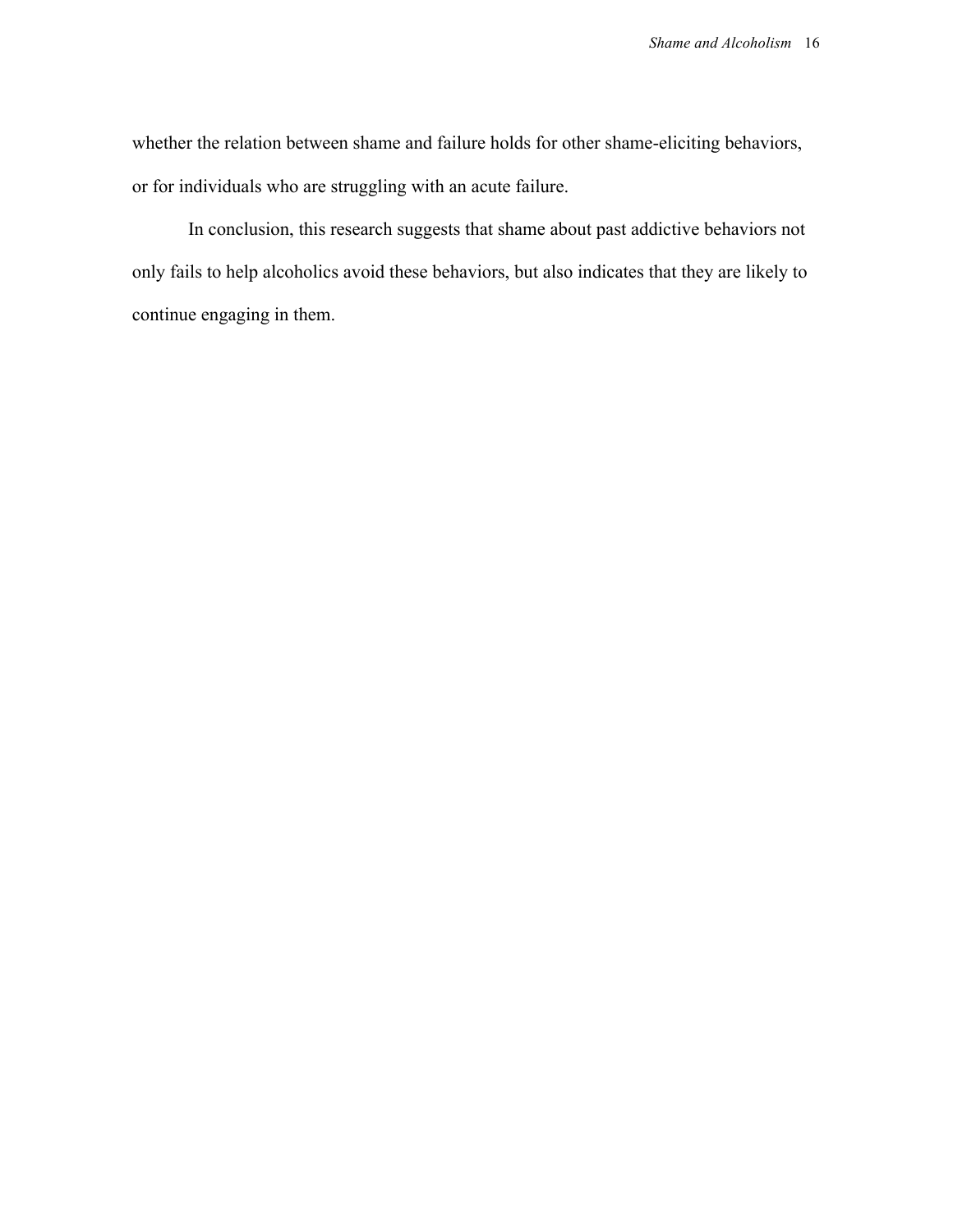whether the relation between shame and failure holds for other shame-eliciting behaviors, or for individuals who are struggling with an acute failure.

In conclusion, this research suggests that shame about past addictive behaviors not only fails to help alcoholics avoid these behaviors, but also indicates that they are likely to continue engaging in them.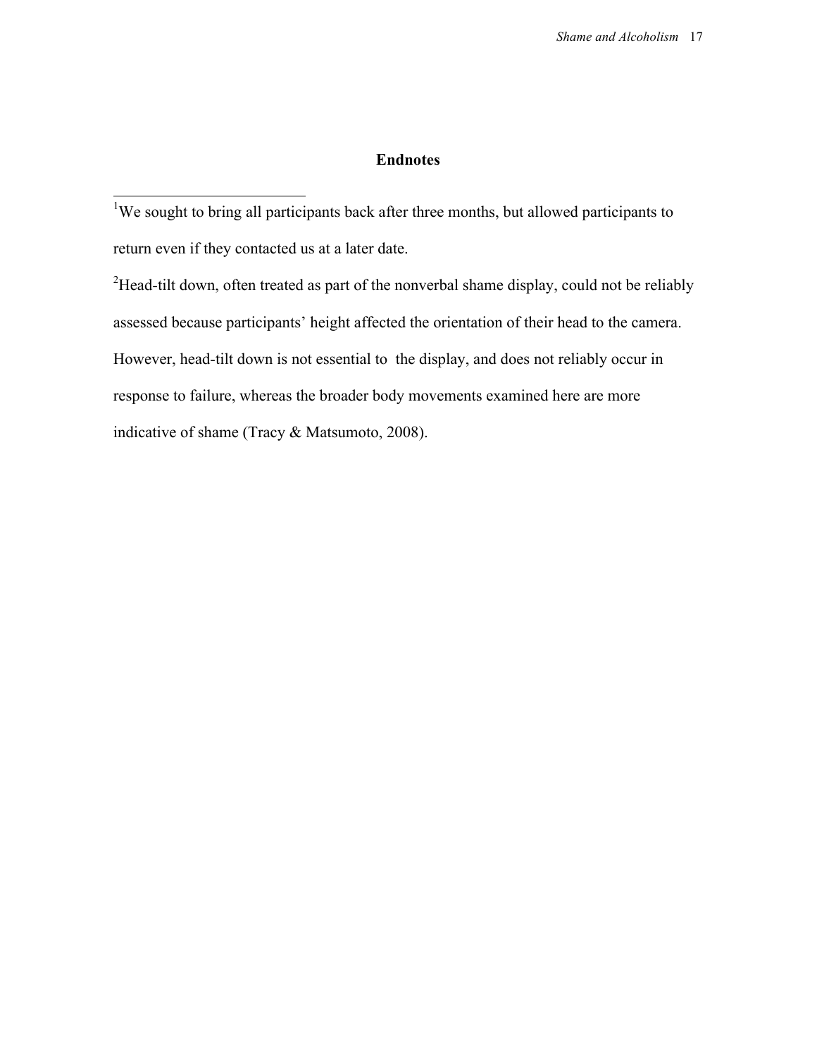## Endnotes

[1]We sought to bring all participants back after three months, but allowed participants to return even if they contacted us at a later date.

[2]Head-tilt down, often treated as part of the nonverbal shame display, could not be reliably assessed because participants' height affected the orientation of their head to the camera. However, head-tilt down is not essential to the display, and does not reliably occur in response to failure, whereas the broader body movements examined here are more indicative of shame (Tracy & Matsumoto, 2008).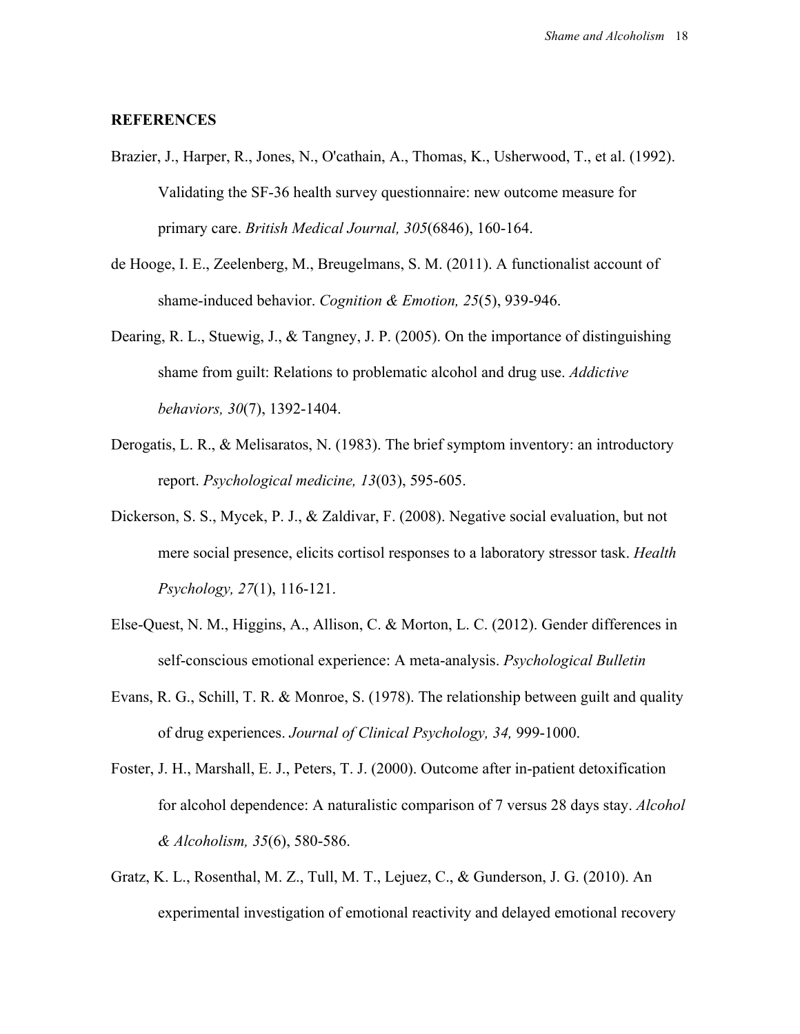**REFERENCES**

Brazier, J., Harper, R., Jones, N., O'cathain, A., Thomas, K., Usherwood, T., et al. (1992). Validating the SF-36 health survey questionnaire: new outcome measure for primary care. *British Medical Journal, 305*(6846), 160-164.

de Hooge, I. E., Zeelenberg, M., Breugelmans, S. M. (2011). A functionalist account of shame-induced behavior. *Cognition & Emotion, 25*(5), 939-946.

Dearing, R. L., Stuewig, J., & Tangney, J. P. (2005). On the importance of distinguishing shame from guilt: Relations to problematic alcohol and drug use. *Addictive behaviors, 30*(7), 1392-1404.

Derogatis, L. R., & Melisaratos, N. (1983). The brief symptom inventory: an introductory report. *Psychological medicine, 13*(03), 595-605.

Dickerson, S. S., Mycek, P. J., & Zaldivar, F. (2008). Negative social evaluation, but not mere social presence, elicits cortisol responses to a laboratory stressor task. *Health Psychology, 27*(1), 116-121.

Else-Quest, N. M., Higgins, A., Allison, C. & Morton, L. C. (2012). Gender differences in self-conscious emotional experience: A meta-analysis. *Psychological Bulletin*

Evans, R. G., Schill, T. R. & Monroe, S. (1978). The relationship between guilt and quality of drug experiences. *Journal of Clinical Psychology, 34,* 999-1000.

Foster, J. H., Marshall, E. J., Peters, T. J. (2000). Outcome after in-patient detoxification for alcohol dependence: A naturalistic comparison of 7 versus 28 days stay. *Alcohol & Alcoholism, 35*(6), 580-586.

Gratz, K. L., Rosenthal, M. Z., Tull, M. T., Lejuez, C., & Gunderson, J. G. (2010). An experimental investigation of emotional reactivity and delayed emotional recovery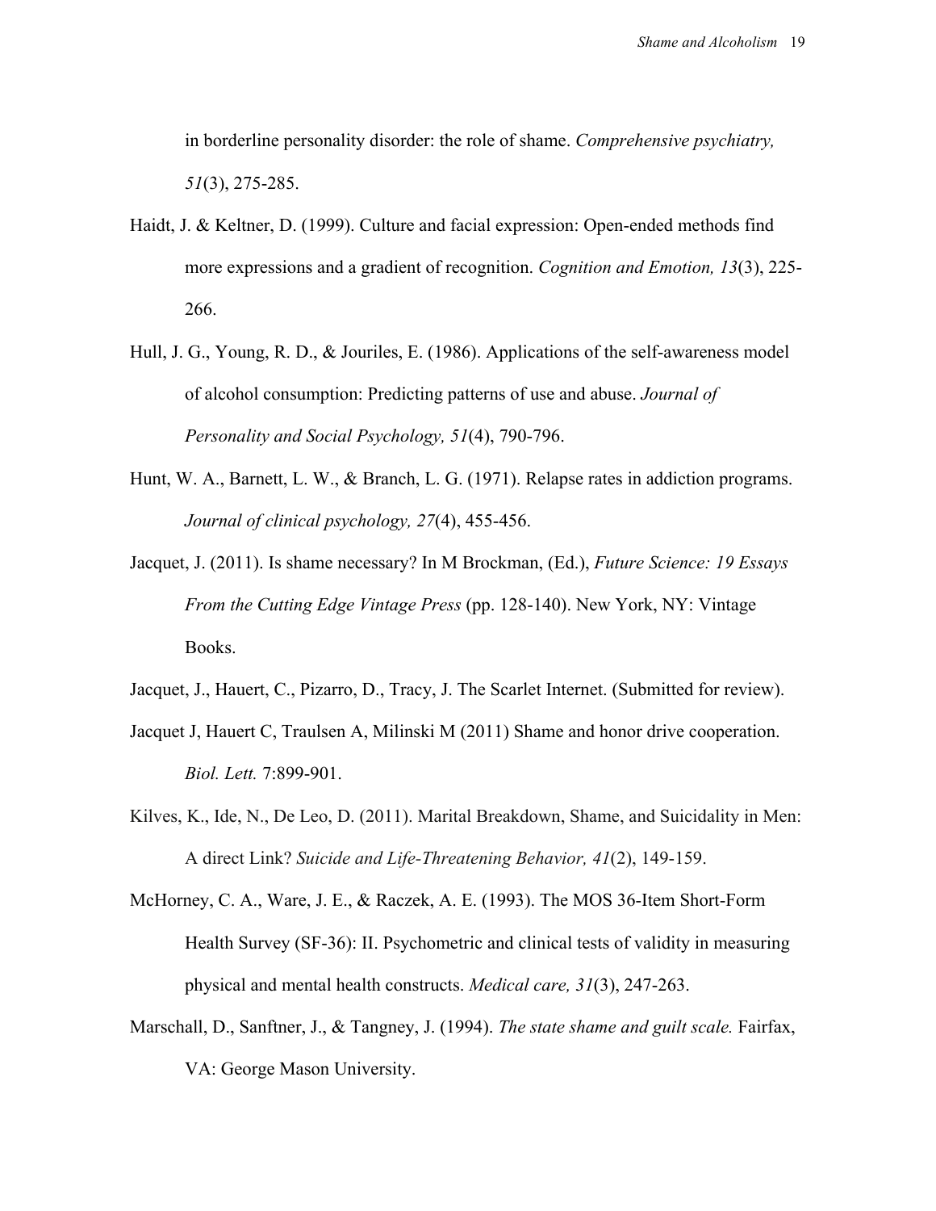in borderline personality disorder: the role of shame. *Comprehensive psychiatry, 51*(3), 275-285.

Haidt, J. & Keltner, D. (1999). Culture and facial expression: Open-ended methods find more expressions and a gradient of recognition. *Cognition and Emotion, 13*(3), 225-266.

Hull, J. G., Young, R. D., & Jouriles, E. (1986). Applications of the self-awareness model of alcohol consumption: Predicting patterns of use and abuse. *Journal of Personality and Social Psychology, 51*(4), 790-796.

Hunt, W. A., Barnett, L. W., & Branch, L. G. (1971). Relapse rates in addiction programs. *Journal of clinical psychology, 27*(4), 455-456.

Jacquet, J. (2011). Is shame necessary? In M Brockman, (Ed.), *Future Science: 19 Essays From the Cutting Edge Vintage Press* (pp. 128-140). New York, NY: Vintage Books.

Jacquet, J., Hauert, C., Pizarro, D., Tracy, J. The Scarlet Internet. (Submitted for review).

Jacquet J, Hauert C, Traulsen A, Milinski M (2011) Shame and honor drive cooperation. *Biol. Lett.* 7:899-901.

Kilves, K., Ide, N., De Leo, D. (2011). Marital Breakdown, Shame, and Suicidality in Men: A direct Link? *Suicide and Life-Threatening Behavior, 41*(2), 149-159.

McHorney, C. A., Ware, J. E., & Raczek, A. E. (1993). The MOS 36-Item Short-Form Health Survey (SF-36): II. Psychometric and clinical tests of validity in measuring physical and mental health constructs. *Medical care, 31*(3), 247-263.

Marschall, D., Sanftner, J., & Tangney, J. (1994). *The state shame and guilt scale.* Fairfax, VA: George Mason University.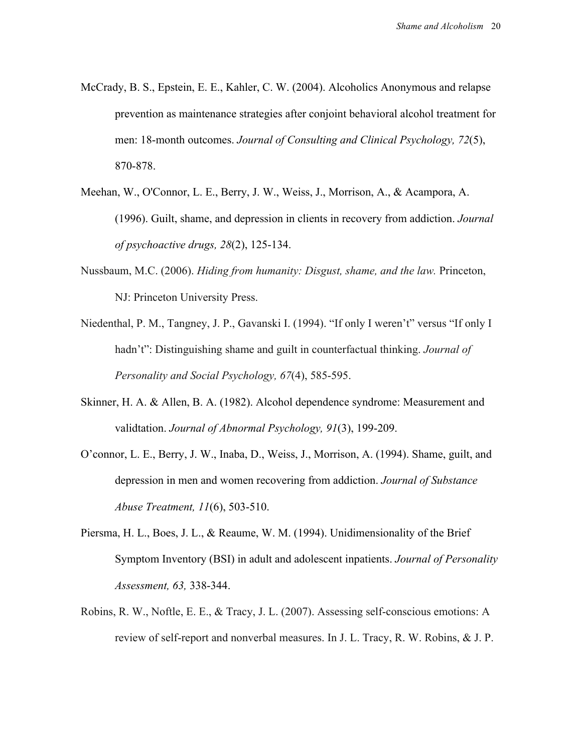McCrady, B. S., Epstein, E. E., Kahler, C. W. (2004). Alcoholics Anonymous and relapse prevention as maintenance strategies after conjoint behavioral alcohol treatment for men: 18-month outcomes. *Journal of Consulting and Clinical Psychology, 72*(5), 870-878.

Meehan, W., O'Connor, L. E., Berry, J. W., Weiss, J., Morrison, A., & Acampora, A. (1996). Guilt, shame, and depression in clients in recovery from addiction. *Journal of psychoactive drugs, 28*(2), 125-134.

Nussbaum, M.C. (2006). *Hiding from humanity: Disgust, shame, and the law.* Princeton, NJ: Princeton University Press.

Niedenthal, P. M., Tangney, J. P., Gavanski I. (1994). "If only I weren't" versus "If only I hadn't": Distinguishing shame and guilt in counterfactual thinking. *Journal of Personality and Social Psychology, 67*(4), 585-595.

Skinner, H. A. & Allen, B. A. (1982). Alcohol dependence syndrome: Measurement and validtation. *Journal of Abnormal Psychology, 91*(3), 199-209.

O'connor, L. E., Berry, J. W., Inaba, D., Weiss, J., Morrison, A. (1994). Shame, guilt, and depression in men and women recovering from addiction. *Journal of Substance Abuse Treatment, 11*(6), 503-510.

Piersma, H. L., Boes, J. L., & Reaume, W. M. (1994). Unidimensionality of the Brief Symptom Inventory (BSI) in adult and adolescent inpatients. *Journal of Personality Assessment, 63,* 338-344.

Robins, R. W., Noftle, E. E., & Tracy, J. L. (2007). Assessing self-conscious emotions: A review of self-report and nonverbal measures. In J. L. Tracy, R. W. Robins, & J. P.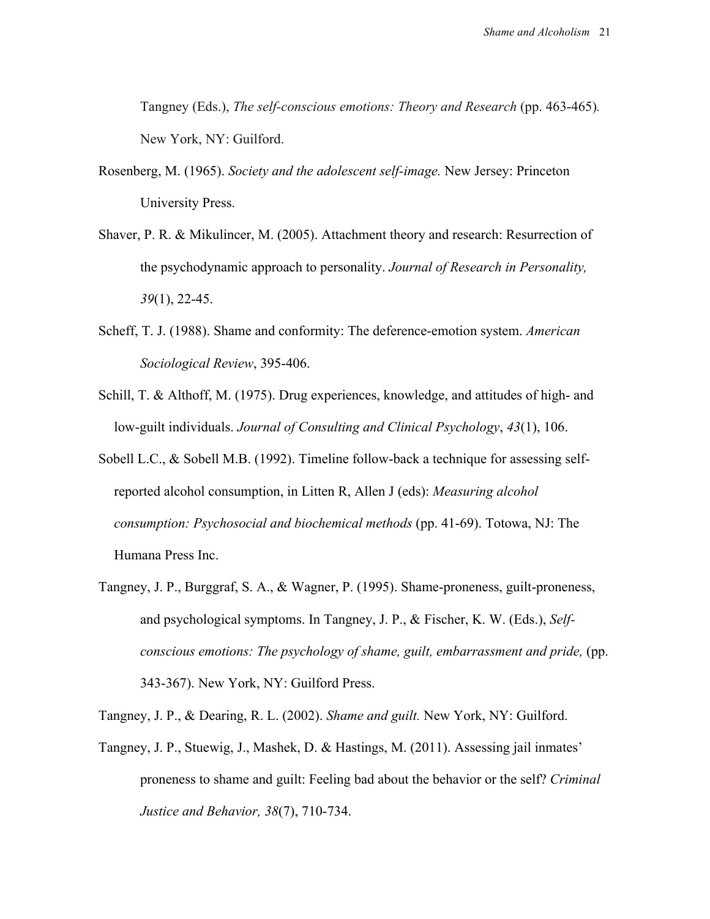Tangney (Eds.), *The self-conscious emotions: Theory and Research* (pp. 463-465). New York, NY: Guilford.

Rosenberg, M. (1965). *Society and the adolescent self-image.* New Jersey: Princeton University Press.

Shaver, P. R. & Mikulincer, M. (2005). Attachment theory and research: Resurrection of the psychodynamic approach to personality. *Journal of Research in Personality, 39*(1), 22-45.

Scheff, T. J. (1988). Shame and conformity: The deference-emotion system. *American Sociological Review*, 395-406.

Schill, T. & Althoff, M. (1975). Drug experiences, knowledge, and attitudes of high- and low-guilt individuals. *Journal of Consulting and Clinical Psychology*, *43*(1), 106.

Sobell L.C., & Sobell M.B. (1992). Timeline follow-back a technique for assessing self-reported alcohol consumption, in Litten R, Allen J (eds): *Measuring alcohol consumption: Psychosocial and biochemical methods* (pp. 41-69). Totowa, NJ: The Humana Press Inc.

Tangney, J. P., Burggraf, S. A., & Wagner, P. (1995). Shame-proneness, guilt-proneness, and psychological symptoms. In Tangney, J. P., & Fischer, K. W. (Eds.), *Self-conscious emotions: The psychology of shame, guilt, embarrassment and pride,* (pp. 343-367). New York, NY: Guilford Press.

Tangney, J. P., & Dearing, R. L. (2002). *Shame and guilt.* New York, NY: Guilford.

Tangney, J. P., Stuewig, J., Mashek, D. & Hastings, M. (2011). Assessing jail inmates' proneness to shame and guilt: Feeling bad about the behavior or the self? *Criminal Justice and Behavior, 38*(7), 710-734.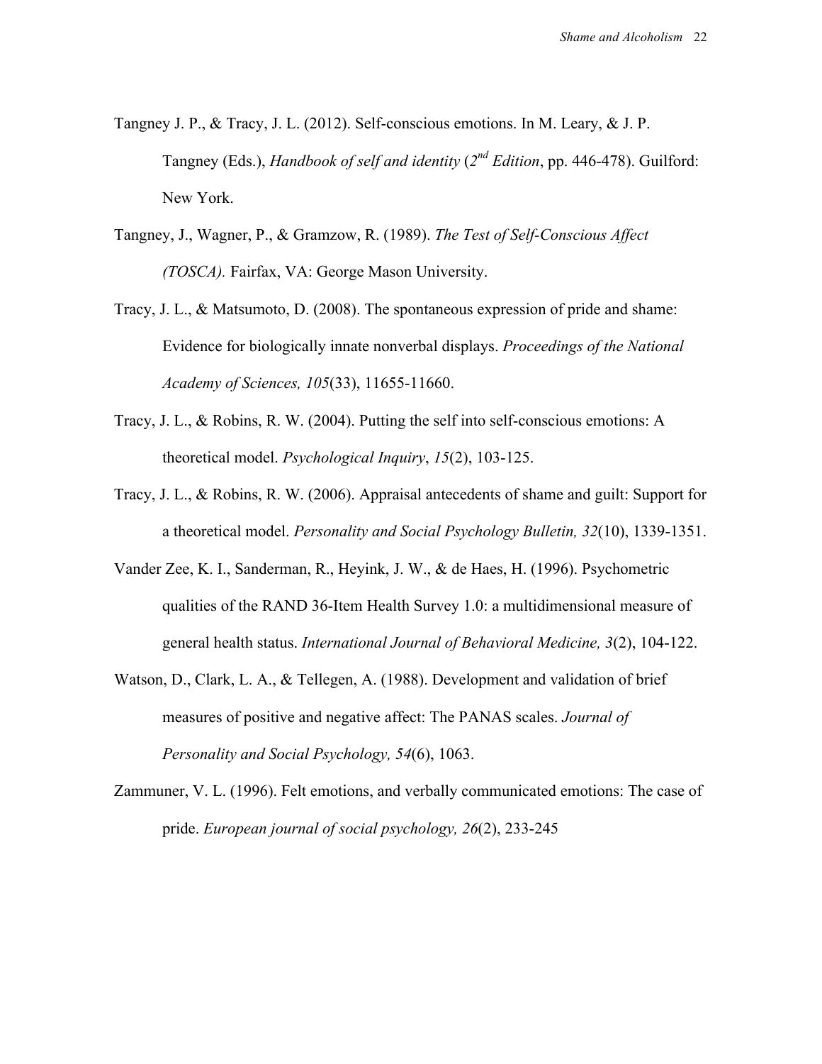Tangney J. P., & Tracy, J. L. (2012). Self-conscious emotions. In M. Leary, & J. P. Tangney (Eds.), *Handbook of self and identity* (*2nd Edition*, pp. 446-478). Guilford: New York.

Tangney, J., Wagner, P., & Gramzow, R. (1989). *The Test of Self-Conscious Affect (TOSCA).* Fairfax, VA: George Mason University.

Tracy, J. L., & Matsumoto, D. (2008). The spontaneous expression of pride and shame: Evidence for biologically innate nonverbal displays. *Proceedings of the National Academy of Sciences, 105*(33), 11655-11660.

Tracy, J. L., & Robins, R. W. (2004). Putting the self into self-conscious emotions: A theoretical model. *Psychological Inquiry*, *15*(2), 103-125.

Tracy, J. L., & Robins, R. W. (2006). Appraisal antecedents of shame and guilt: Support for a theoretical model. *Personality and Social Psychology Bulletin, 32*(10), 1339-1351.

Vander Zee, K. I., Sanderman, R., Heyink, J. W., & de Haes, H. (1996). Psychometric qualities of the RAND 36-Item Health Survey 1.0: a multidimensional measure of general health status. *International Journal of Behavioral Medicine, 3*(2), 104-122.

Watson, D., Clark, L. A., & Tellegen, A. (1988). Development and validation of brief measures of positive and negative affect: The PANAS scales. *Journal of Personality and Social Psychology, 54*(6), 1063.

Zammuner, V. L. (1996). Felt emotions, and verbally communicated emotions: The case of pride. *European journal of social psychology, 26*(2), 233-245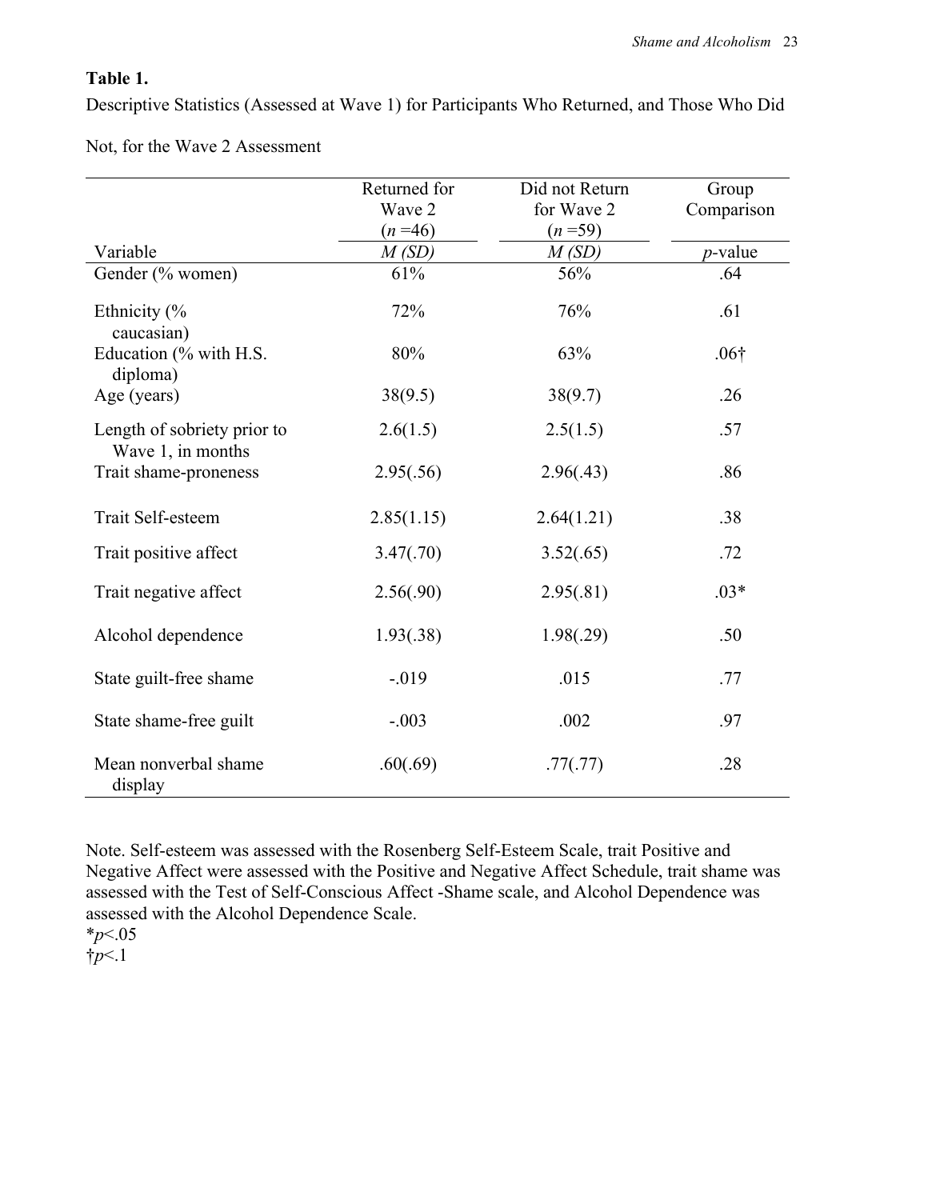**Table 1.**

Descriptive Statistics (Assessed at Wave 1) for Participants Who Returned, and Those Who Did Not, for the Wave 2 Assessment

| | Returned for Wave 2 ($n$ =46) | Did not Return for Wave 2 ($n$ =59) | Group Comparison |
|---|---|---|---|
| Variable | *M (SD)* | *M (SD)* | *p*-value |
| Gender (% women) | 61% | 56% | .64 |
| Ethnicity (% caucasian) | 72% | 76% | .61 |
| Education (% with H.S. diploma) | 80% | 63% | .06† |
| Age (years) | 38(9.5) | 38(9.7) | .26 |
| Length of sobriety prior to Wave 1, in months | 2.6(1.5) | 2.5(1.5) | .57 |
| Trait shame-proneness | 2.95(.56) | 2.96(.43) | .86 |
| Trait Self-esteem | 2.85(1.15) | 2.64(1.21) | .38 |
| Trait positive affect | 3.47(.70) | 3.52(.65) | .72 |
| Trait negative affect | 2.56(.90) | 2.95(.81) | .03* |
| Alcohol dependence | 1.93(.38) | 1.98(.29) | .50 |
| State guilt-free shame | -.019 | .015 | .77 |
| State shame-free guilt | -.003 | .002 | .97 |
| Mean nonverbal shame display | .60(.69) | .77(.77) | .28 |

Note. Self-esteem was assessed with the Rosenberg Self-Esteem Scale, trait Positive and Negative Affect were assessed with the Positive and Negative Affect Schedule, trait shame was assessed with the Test of Self-Conscious Affect -Shame scale, and Alcohol Dependence was assessed with the Alcohol Dependence Scale.

*$p$<.05

†$p$<.1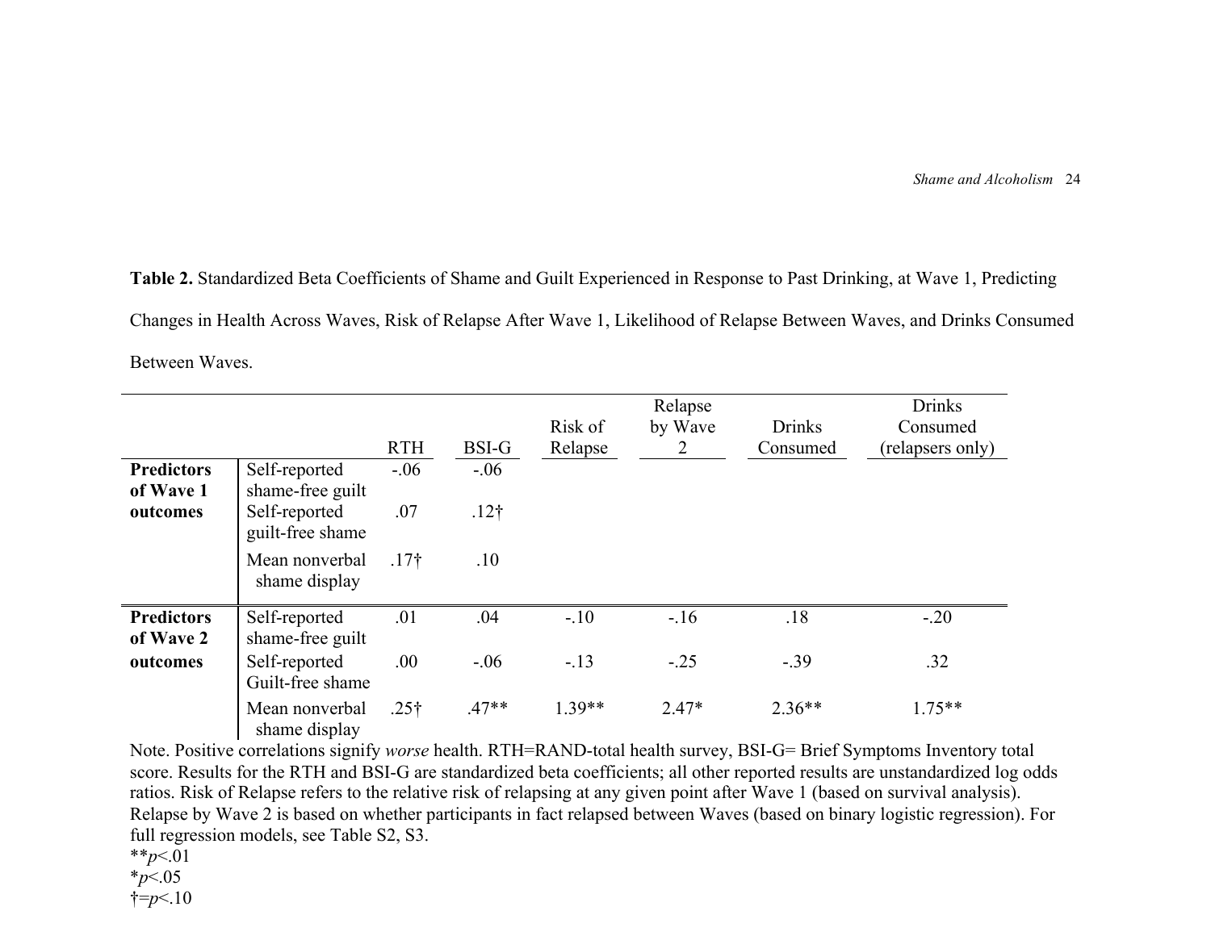**Table 2.** Standardized Beta Coefficients of Shame and Guilt Experienced in Response to Past Drinking, at Wave 1, Predicting Changes in Health Across Waves, Risk of Relapse After Wave 1, Likelihood of Relapse Between Waves, and Drinks Consumed Between Waves.

| | | RTH | BSI-G | Risk of Relapse | Relapse by Wave 2 | Drinks Consumed | Drinks Consumed (relapsers only) |
|---|---|---|---|---|---|---|---|
| **Predictors of Wave 1 outcomes** | Self-reported shame-free guilt | -.06 | -.06 | | | | |
| | Self-reported guilt-free shame | .07 | .12† | | | | |
| | Mean nonverbal shame display | .17† | .10 | | | | |
| **Predictors of Wave 2 outcomes** | Self-reported shame-free guilt | .01 | .04 | -.10 | -.16 | .18 | -.20 |
| | Self-reported Guilt-free shame | .00 | -.06 | -.13 | -.25 | -.39 | .32 |
| | Mean nonverbal shame display | .25† | .47** | 1.39** | 2.47* | 2.36** | 1.75** |

Note. Positive correlations signify *worse* health. RTH=RAND-total health survey, BSI-G= Brief Symptoms Inventory total score. Results for the RTH and BSI-G are standardized beta coefficients; all other reported results are unstandardized log odds ratios. Risk of Relapse refers to the relative risk of relapsing at any given point after Wave 1 (based on survival analysis). Relapse by Wave 2 is based on whether participants in fact relapsed between Waves (based on binary logistic regression). For full regression models, see Table S2, S3.

**$p<.01$

*$p<.05$

†=$p<.10$